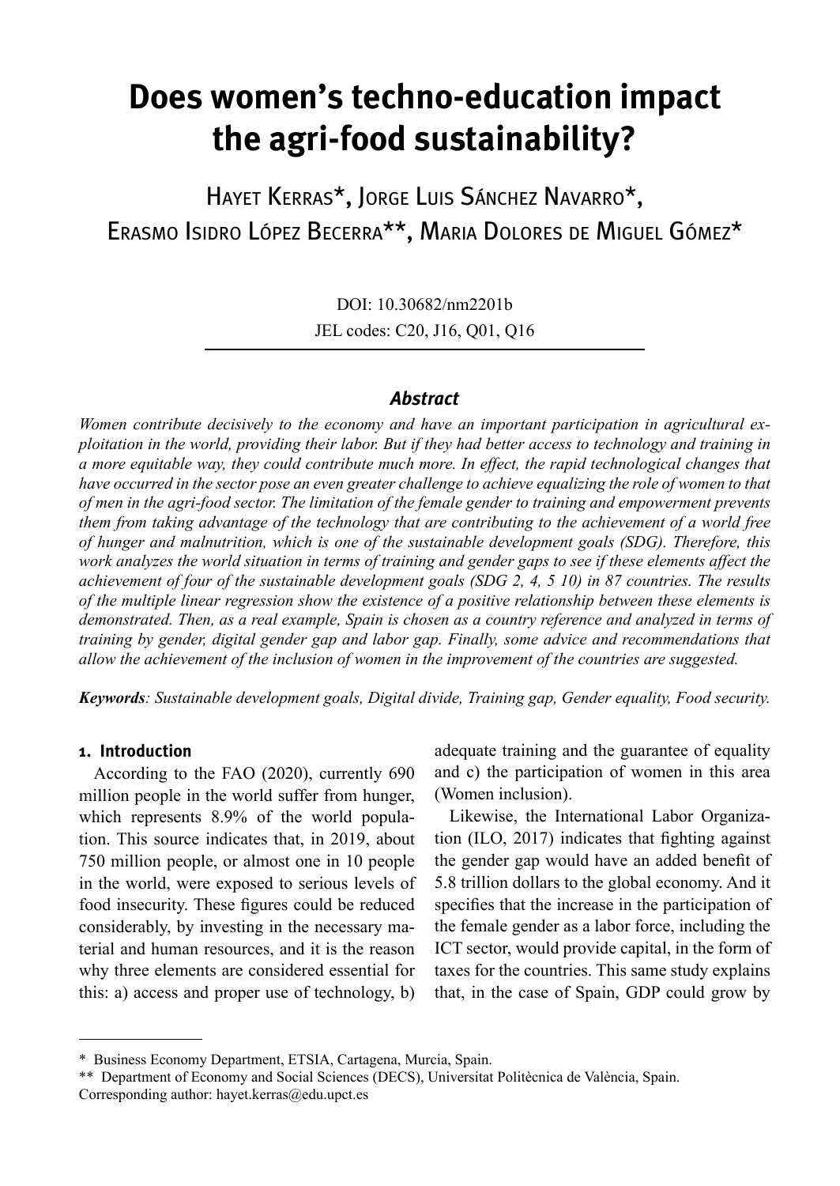# Does women's techno-education impact the agri-food sustainability?

Hayet Kerras*, Jorge Luis Sánchez Navarro*, Erasmo Isidro López Becerra**, Maria Dolores de Miguel Gómez*

DOI: 10.30682/nm2201b

JEL codes: C20, J16, Q01, Q16

### *Abstract*

*Women contribute decisively to the economy and have an important participation in agricultural exploitation in the world, providing their labor. But if they had better access to technology and training in a more equitable way, they could contribute much more. In effect, the rapid technological changes that have occurred in the sector pose an even greater challenge to achieve equalizing the role of women to that of men in the agri-food sector. The limitation of the female gender to training and empowerment prevents them from taking advantage of the technology that are contributing to the achievement of a world free of hunger and malnutrition, which is one of the sustainable development goals (SDG). Therefore, this work analyzes the world situation in terms of training and gender gaps to see if these elements affect the achievement of four of the sustainable development goals (SDG 2, 4, 5 10) in 87 countries. The results of the multiple linear regression show the existence of a positive relationship between these elements is demonstrated. Then, as a real example, Spain is chosen as a country reference and analyzed in terms of training by gender, digital gender gap and labor gap. Finally, some advice and recommendations that allow the achievement of the inclusion of women in the improvement of the countries are suggested.*

***Keywords****: Sustainable development goals, Digital divide, Training gap, Gender equality, Food security.*

## 1. Introduction

According to the FAO (2020), currently 690 million people in the world suffer from hunger, which represents 8.9% of the world population. This source indicates that, in 2019, about 750 million people, or almost one in 10 people in the world, were exposed to serious levels of food insecurity. These figures could be reduced considerably, by investing in the necessary material and human resources, and it is the reason why three elements are considered essential for this: a) access and proper use of technology, b) adequate training and the guarantee of equality and c) the participation of women in this area (Women inclusion).

Likewise, the International Labor Organization (ILO, 2017) indicates that fighting against the gender gap would have an added benefit of 5.8 trillion dollars to the global economy. And it specifies that the increase in the participation of the female gender as a labor force, including the ICT sector, would provide capital, in the form of taxes for the countries. This same study explains that, in the case of Spain, GDP could grow by

---

\* Business Economy Department, ETSIA, Cartagena, Murcia, Spain.

\*\* Department of Economy and Social Sciences (DECS), Universitat Politècnica de València, Spain.

Corresponding author: hayet.kerras@edu.upct.es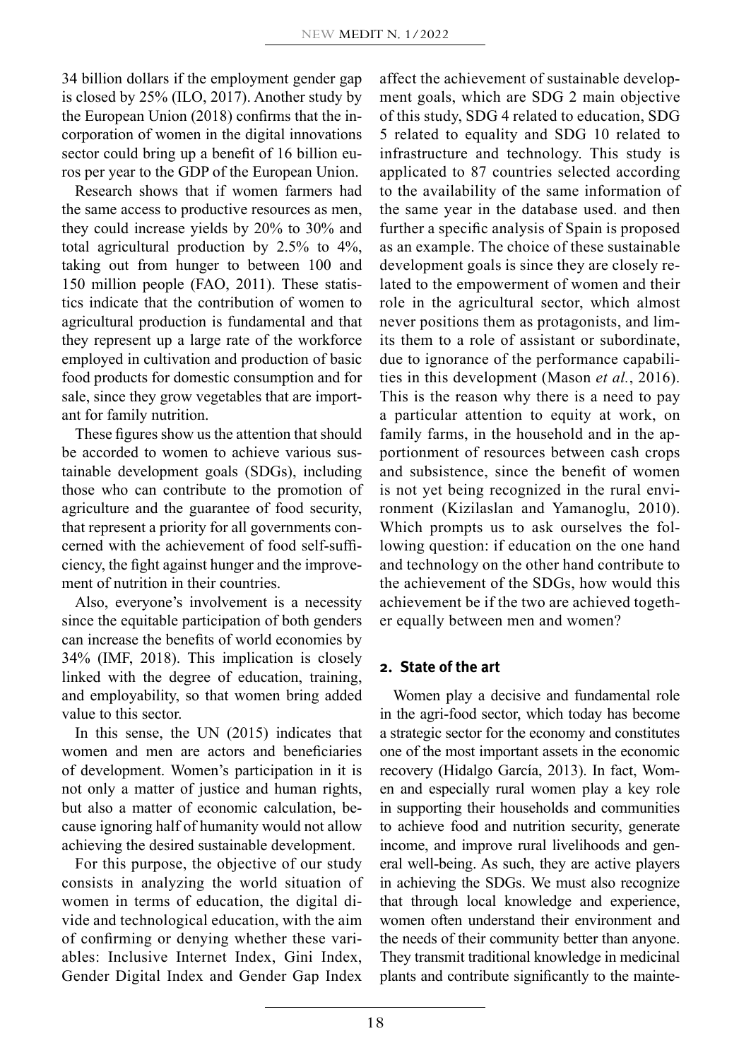34 billion dollars if the employment gender gap is closed by 25% (ILO, 2017). Another study by the European Union (2018) confirms that the incorporation of women in the digital innovations sector could bring up a benefit of 16 billion euros per year to the GDP of the European Union.

Research shows that if women farmers had the same access to productive resources as men, they could increase yields by 20% to 30% and total agricultural production by 2.5% to 4%, taking out from hunger to between 100 and 150 million people (FAO, 2011). These statistics indicate that the contribution of women to agricultural production is fundamental and that they represent up a large rate of the workforce employed in cultivation and production of basic food products for domestic consumption and for sale, since they grow vegetables that are important for family nutrition.

These figures show us the attention that should be accorded to women to achieve various sustainable development goals (SDGs), including those who can contribute to the promotion of agriculture and the guarantee of food security, that represent a priority for all governments concerned with the achievement of food self-sufficiency, the fight against hunger and the improvement of nutrition in their countries.

Also, everyone's involvement is a necessity since the equitable participation of both genders can increase the benefits of world economies by 34% (IMF, 2018). This implication is closely linked with the degree of education, training, and employability, so that women bring added value to this sector.

In this sense, the UN (2015) indicates that women and men are actors and beneficiaries of development. Women's participation in it is not only a matter of justice and human rights, but also a matter of economic calculation, because ignoring half of humanity would not allow achieving the desired sustainable development.

For this purpose, the objective of our study consists in analyzing the world situation of women in terms of education, the digital divide and technological education, with the aim of confirming or denying whether these variables: Inclusive Internet Index, Gini Index, Gender Digital Index and Gender Gap Index affect the achievement of sustainable development goals, which are SDG 2 main objective of this study, SDG 4 related to education, SDG 5 related to equality and SDG 10 related to infrastructure and technology. This study is applicated to 87 countries selected according to the availability of the same information of the same year in the database used. and then further a specific analysis of Spain is proposed as an example. The choice of these sustainable development goals is since they are closely related to the empowerment of women and their role in the agricultural sector, which almost never positions them as protagonists, and limits them to a role of assistant or subordinate, due to ignorance of the performance capabilities in this development (Mason *et al.*, 2016). This is the reason why there is a need to pay a particular attention to equity at work, on family farms, in the household and in the apportionment of resources between cash crops and subsistence, since the benefit of women is not yet being recognized in the rural environment (Kizilaslan and Yamanoglu, 2010). Which prompts us to ask ourselves the following question: if education on the one hand and technology on the other hand contribute to the achievement of the SDGs, how would this achievement be if the two are achieved together equally between men and women?

## 2. State of the art

Women play a decisive and fundamental role in the agri-food sector, which today has become a strategic sector for the economy and constitutes one of the most important assets in the economic recovery (Hidalgo García, 2013). In fact, Women and especially rural women play a key role in supporting their households and communities to achieve food and nutrition security, generate income, and improve rural livelihoods and general well-being. As such, they are active players in achieving the SDGs. We must also recognize that through local knowledge and experience, women often understand their environment and the needs of their community better than anyone. They transmit traditional knowledge in medicinal plants and contribute significantly to the mainte-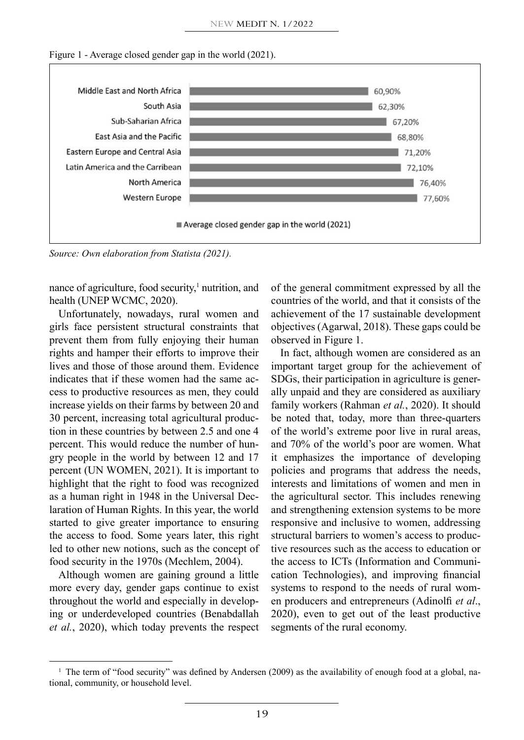Figure 1 - Average closed gender gap in the world (2021).

| Region | Average closed gender gap in the world (2021) |
|---|---|
| Middle East and North Africa | 60,90% |
| South Asia | 62,30% |
| Sub-Saharian Africa | 67,20% |
| East Asia and the Pacific | 68,80% |
| Eastern Europe and Central Asia | 71,20% |
| Latin America and the Carribean | 72,10% |
| North America | 76,40% |
| Western Europe | 77,60% |

*Source: Own elaboration from Statista (2021).*

nance of agriculture, food security,[1] nutrition, and health (UNEP WCMC, 2020).

Unfortunately, nowadays, rural women and girls face persistent structural constraints that prevent them from fully enjoying their human rights and hamper their efforts to improve their lives and those of those around them. Evidence indicates that if these women had the same access to productive resources as men, they could increase yields on their farms by between 20 and 30 percent, increasing total agricultural production in these countries by between 2.5 and one 4 percent. This would reduce the number of hungry people in the world by between 12 and 17 percent (UN WOMEN, 2021). It is important to highlight that the right to food was recognized as a human right in 1948 in the Universal Declaration of Human Rights. In this year, the world started to give greater importance to ensuring the access to food. Some years later, this right led to other new notions, such as the concept of food security in the 1970s (Mechlem, 2004).

Although women are gaining ground a little more every day, gender gaps continue to exist throughout the world and especially in developing or underdeveloped countries (Benabdallah *et al.*, 2020), which today prevents the respect of the general commitment expressed by all the countries of the world, and that it consists of the achievement of the 17 sustainable development objectives (Agarwal, 2018). These gaps could be observed in Figure 1.

In fact, although women are considered as an important target group for the achievement of SDGs, their participation in agriculture is generally unpaid and they are considered as auxiliary family workers (Rahman *et al.*, 2020). It should be noted that, today, more than three-quarters of the world's extreme poor live in rural areas, and 70% of the world's poor are women. What it emphasizes the importance of developing policies and programs that address the needs, interests and limitations of women and men in the agricultural sector. This includes renewing and strengthening extension systems to be more responsive and inclusive to women, addressing structural barriers to women's access to productive resources such as the access to education or the access to ICTs (Information and Communication Technologies), and improving financial systems to respond to the needs of rural women producers and entrepreneurs (Adinolfi *et al*., 2020), even to get out of the least productive segments of the rural economy.

[1] The term of "food security" was defined by Andersen (2009) as the availability of enough food at a global, national, community, or household level.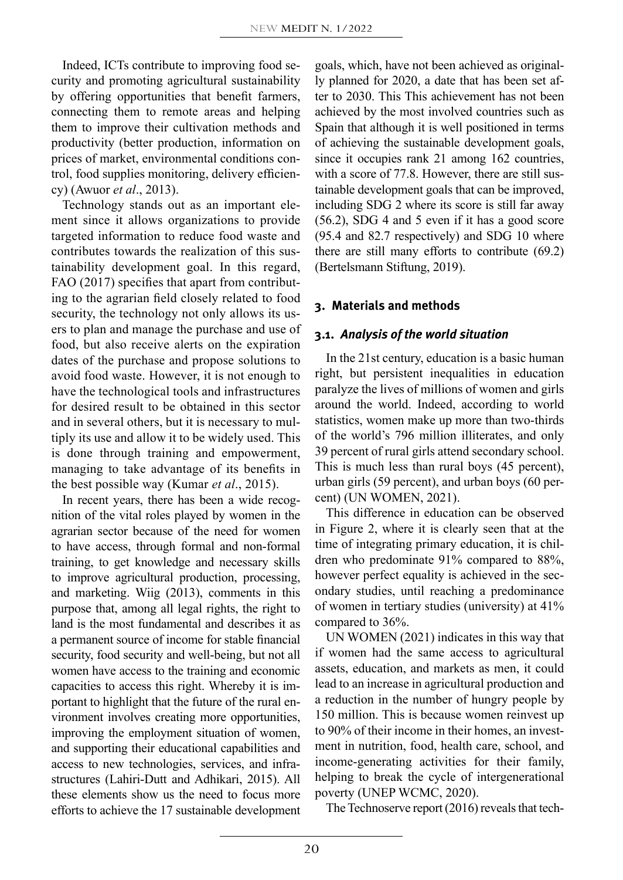Indeed, ICTs contribute to improving food security and promoting agricultural sustainability by offering opportunities that benefit farmers, connecting them to remote areas and helping them to improve their cultivation methods and productivity (better production, information on prices of market, environmental conditions control, food supplies monitoring, delivery efficiency) (Awuor *et al*., 2013).

Technology stands out as an important element since it allows organizations to provide targeted information to reduce food waste and contributes towards the realization of this sustainability development goal. In this regard, FAO (2017) specifies that apart from contributing to the agrarian field closely related to food security, the technology not only allows its users to plan and manage the purchase and use of food, but also receive alerts on the expiration dates of the purchase and propose solutions to avoid food waste. However, it is not enough to have the technological tools and infrastructures for desired result to be obtained in this sector and in several others, but it is necessary to multiply its use and allow it to be widely used. This is done through training and empowerment, managing to take advantage of its benefits in the best possible way (Kumar *et al*., 2015).

In recent years, there has been a wide recognition of the vital roles played by women in the agrarian sector because of the need for women to have access, through formal and non-formal training, to get knowledge and necessary skills to improve agricultural production, processing, and marketing. Wiig (2013), comments in this purpose that, among all legal rights, the right to land is the most fundamental and describes it as a permanent source of income for stable financial security, food security and well-being, but not all women have access to the training and economic capacities to access this right. Whereby it is important to highlight that the future of the rural environment involves creating more opportunities, improving the employment situation of women, and supporting their educational capabilities and access to new technologies, services, and infrastructures (Lahiri-Dutt and Adhikari, 2015). All these elements show us the need to focus more efforts to achieve the 17 sustainable development goals, which, have not been achieved as originally planned for 2020, a date that has been set after to 2030. This This achievement has not been achieved by the most involved countries such as Spain that although it is well positioned in terms of achieving the sustainable development goals, since it occupies rank 21 among 162 countries, with a score of 77.8. However, there are still sustainable development goals that can be improved, including SDG 2 where its score is still far away (56.2), SDG 4 and 5 even if it has a good score (95.4 and 82.7 respectively) and SDG 10 where there are still many efforts to contribute (69.2) (Bertelsmann Stiftung, 2019).

## 3. Materials and methods

### 3.1. *Analysis of the world situation*

In the 21st century, education is a basic human right, but persistent inequalities in education paralyze the lives of millions of women and girls around the world. Indeed, according to world statistics, women make up more than two-thirds of the world's 796 million illiterates, and only 39 percent of rural girls attend secondary school. This is much less than rural boys (45 percent), urban girls (59 percent), and urban boys (60 percent) (UN WOMEN, 2021).

This difference in education can be observed in Figure 2, where it is clearly seen that at the time of integrating primary education, it is children who predominate 91% compared to 88%, however perfect equality is achieved in the secondary studies, until reaching a predominance of women in tertiary studies (university) at 41% compared to 36%.

UN WOMEN (2021) indicates in this way that if women had the same access to agricultural assets, education, and markets as men, it could lead to an increase in agricultural production and a reduction in the number of hungry people by 150 million. This is because women reinvest up to 90% of their income in their homes, an investment in nutrition, food, health care, school, and income-generating activities for their family, helping to break the cycle of intergenerational poverty (UNEP WCMC, 2020).

The Technoserve report (2016) reveals that tech-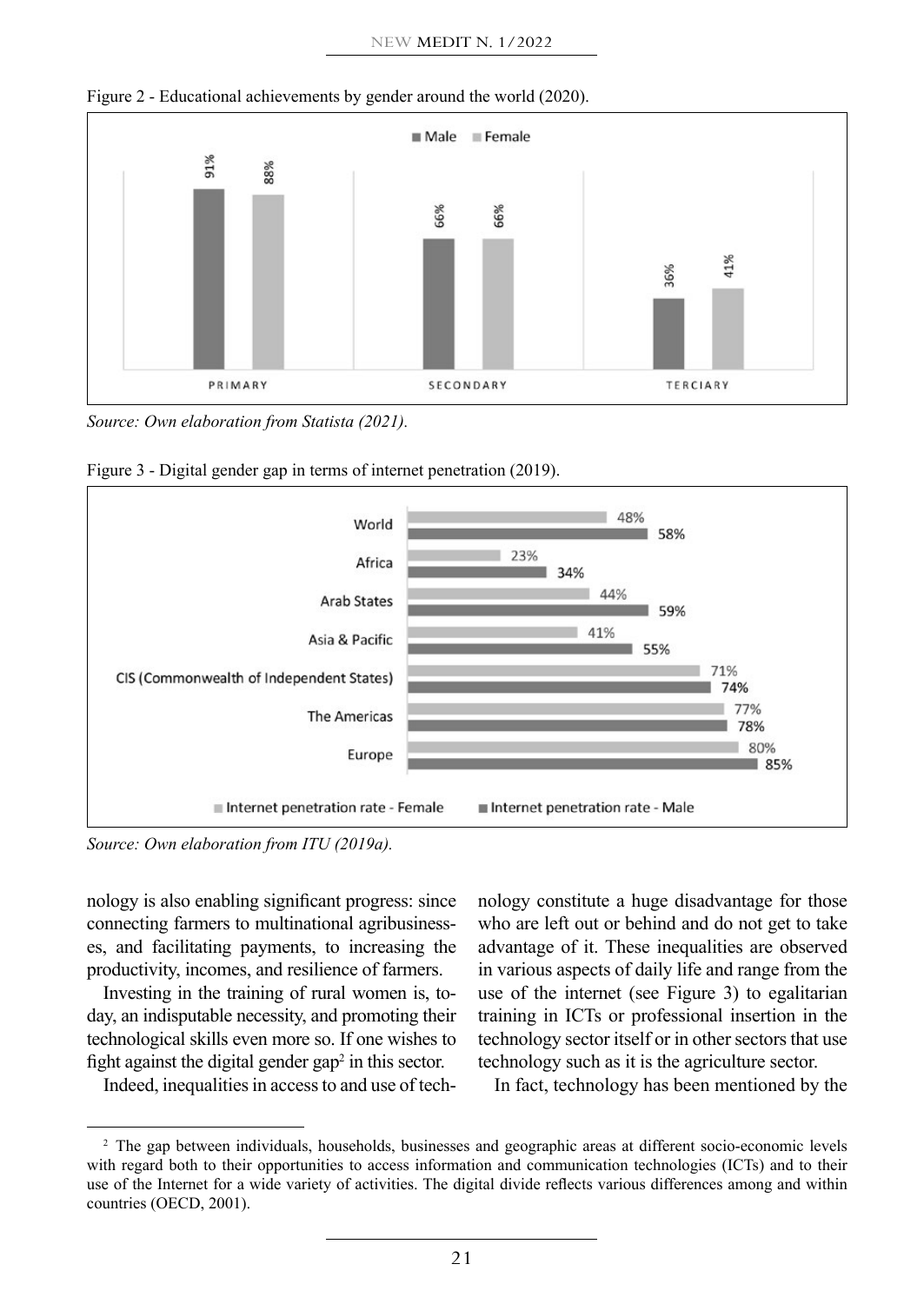Figure 2 - Educational achievements by gender around the world (2020).

| | Male | Female |
|---|---|---|
| PRIMARY | 91% | 88% |
| SECONDARY | 66% | 66% |
| TERCIARY | 36% | 41% |

*Source: Own elaboration from Statista (2021).*

Figure 3 - Digital gender gap in terms of internet penetration (2019).

| | Internet penetration rate - Female | Internet penetration rate - Male |
|---|---|---|
| World | 48% | 58% |
| Africa | 23% | 34% |
| Arab States | 44% | 59% |
| Asia & Pacific | 41% | 55% |
| CIS (Commonwealth of Independent States) | 71% | 74% |
| The Americas | 77% | 78% |
| Europe | 80% | 85% |

*Source: Own elaboration from ITU (2019a).*

nology is also enabling significant progress: since connecting farmers to multinational agribusinesses, and facilitating payments, to increasing the productivity, incomes, and resilience of farmers.

Investing in the training of rural women is, today, an indisputable necessity, and promoting their technological skills even more so. If one wishes to fight against the digital gender gap[2] in this sector.

Indeed, inequalities in access to and use of technology constitute a huge disadvantage for those who are left out or behind and do not get to take advantage of it. These inequalities are observed in various aspects of daily life and range from the use of the internet (see Figure 3) to egalitarian training in ICTs or professional insertion in the technology sector itself or in other sectors that use technology such as it is the agriculture sector.

In fact, technology has been mentioned by the

[2] The gap between individuals, households, businesses and geographic areas at different socio-economic levels with regard both to their opportunities to access information and communication technologies (ICTs) and to their use of the Internet for a wide variety of activities. The digital divide reflects various differences among and within countries (OECD, 2001).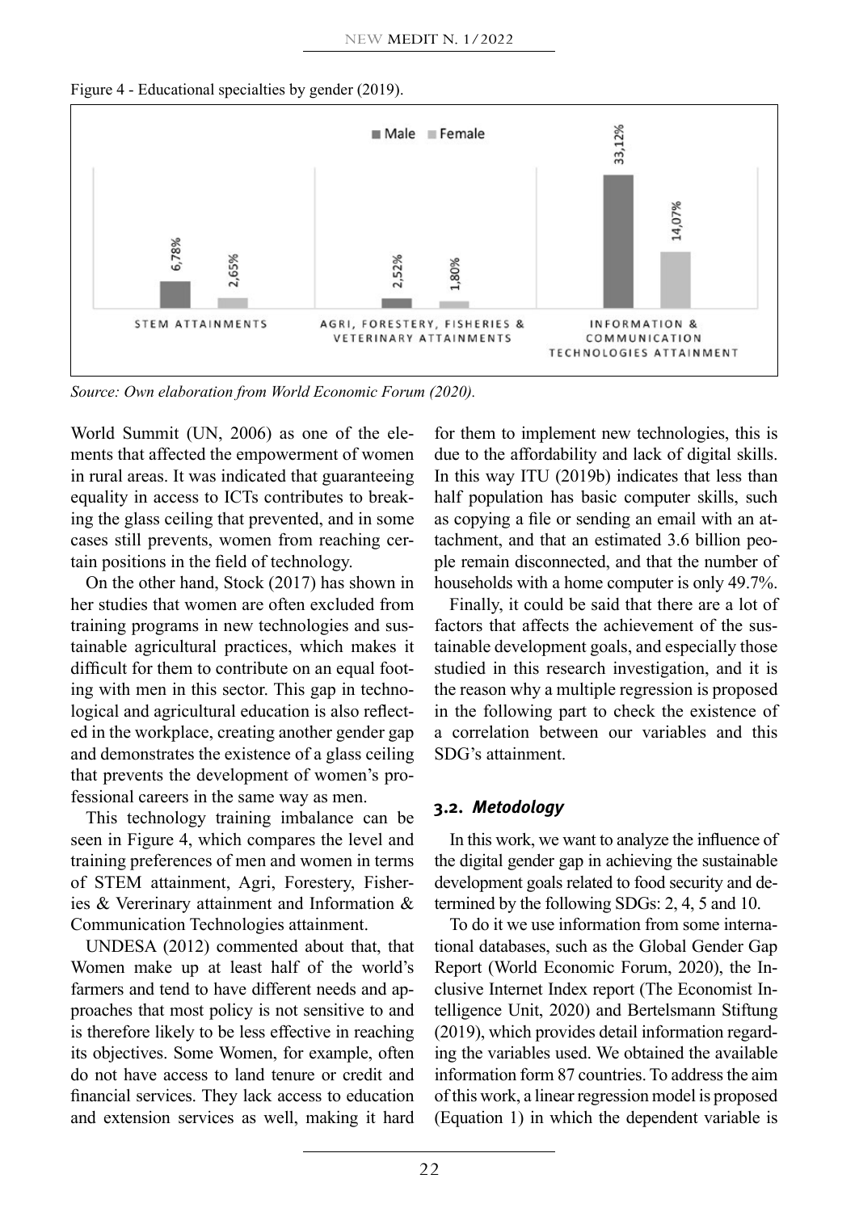Figure 4 - Educational specialties by gender (2019).

| | Male | Female |
|---|---|---|
| STEM ATTAINMENTS | 6,78% | 2,65% |
| AGRI, FORESTERY, FISHERIES & VETERINARY ATTAINMENTS | 2,52% | 1,80% |
| INFORMATION & COMMUNICATION TECHNOLOGIES ATTAINMENT | 33,12% | 14,07% |

*Source: Own elaboration from World Economic Forum (2020).*

World Summit (UN, 2006) as one of the elements that affected the empowerment of women in rural areas. It was indicated that guaranteeing equality in access to ICTs contributes to breaking the glass ceiling that prevented, and in some cases still prevents, women from reaching certain positions in the field of technology.

On the other hand, Stock (2017) has shown in her studies that women are often excluded from training programs in new technologies and sustainable agricultural practices, which makes it difficult for them to contribute on an equal footing with men in this sector. This gap in technological and agricultural education is also reflected in the workplace, creating another gender gap and demonstrates the existence of a glass ceiling that prevents the development of women's professional careers in the same way as men.

This technology training imbalance can be seen in Figure 4, which compares the level and training preferences of men and women in terms of STEM attainment, Agri, Forestery, Fisheries & Vererinary attainment and Information & Communication Technologies attainment.

UNDESA (2012) commented about that, that Women make up at least half of the world's farmers and tend to have different needs and approaches that most policy is not sensitive to and is therefore likely to be less effective in reaching its objectives. Some Women, for example, often do not have access to land tenure or credit and financial services. They lack access to education and extension services as well, making it hard for them to implement new technologies, this is due to the affordability and lack of digital skills. In this way ITU (2019b) indicates that less than half population has basic computer skills, such as copying a file or sending an email with an attachment, and that an estimated 3.6 billion people remain disconnected, and that the number of households with a home computer is only 49.7%.

Finally, it could be said that there are a lot of factors that affects the achievement of the sustainable development goals, and especially those studied in this research investigation, and it is the reason why a multiple regression is proposed in the following part to check the existence of a correlation between our variables and this SDG's attainment.

### 3.2. *Metodology*

In this work, we want to analyze the influence of the digital gender gap in achieving the sustainable development goals related to food security and determined by the following SDGs: 2, 4, 5 and 10.

To do it we use information from some international databases, such as the Global Gender Gap Report (World Economic Forum, 2020), the Inclusive Internet Index report (The Economist Intelligence Unit, 2020) and Bertelsmann Stiftung (2019), which provides detail information regarding the variables used. We obtained the available information form 87 countries. To address the aim of this work, a linear regression model is proposed (Equation 1) in which the dependent variable is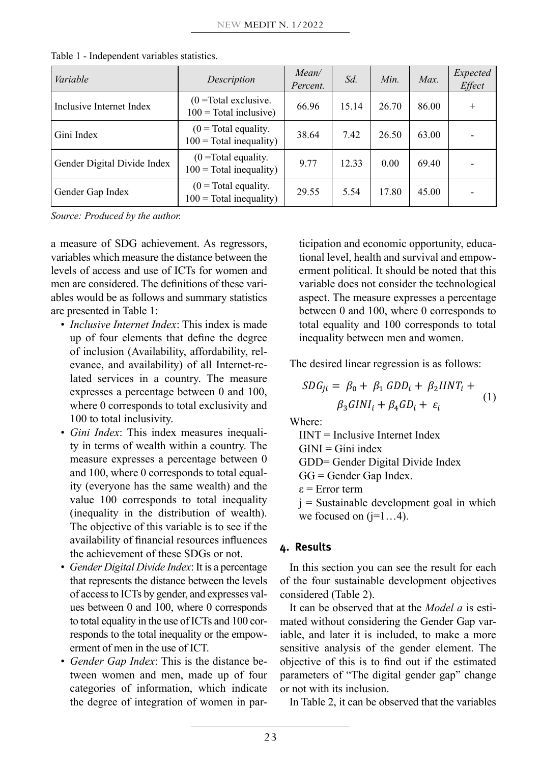Table 1 - Independent variables statistics.

| *Variable* | *Description* | *Mean/ Percent.* | *Sd.* | *Min.* | *Max.* | *Expected Effect* |
|---|---|---|---|---|---|---|
| Inclusive Internet Index | (0 =Total exclusive. 100 = Total inclusive) | 66.96 | 15.14 | 26.70 | 86.00 | + |
| Gini Index | (0 = Total equality. 100 = Total inequality) | 38.64 | 7.42 | 26.50 | 63.00 | - |
| Gender Digital Divide Index | (0 =Total equality. 100 = Total inequality) | 9.77 | 12.33 | 0.00 | 69.40 | - |
| Gender Gap Index | (0 = Total equality. 100 = Total inequality) | 29.55 | 5.54 | 17.80 | 45.00 | - |

*Source: Produced by the author.*

a measure of SDG achievement. As regressors, variables which measure the distance between the levels of access and use of ICTs for women and men are considered. The definitions of these variables would be as follows and summary statistics are presented in Table 1:

- *Inclusive Internet Index*: This index is made up of four elements that define the degree of inclusion (Availability, affordability, relevance, and availability) of all Internet-related services in a country. The measure expresses a percentage between 0 and 100, where 0 corresponds to total exclusivity and 100 to total inclusivity.
- *Gini Index*: This index measures inequality in terms of wealth within a country. The measure expresses a percentage between 0 and 100, where 0 corresponds to total equality (everyone has the same wealth) and the value 100 corresponds to total inequality (inequality in the distribution of wealth). The objective of this variable is to see if the availability of financial resources influences the achievement of these SDGs or not.
- *Gender Digital Divide Index*: It is a percentage that represents the distance between the levels of access to ICTs by gender, and expresses values between 0 and 100, where 0 corresponds to total equality in the use of ICTs and 100 corresponds to the total inequality or the empowerment of men in the use of ICT.
- *Gender Gap Index*: This is the distance between women and men, made up of four categories of information, which indicate the degree of integration of women in participation and economic opportunity, educational level, health and survival and empowerment political. It should be noted that this variable does not consider the technological aspect. The measure expresses a percentage between 0 and 100, where 0 corresponds to total equality and 100 corresponds to total inequality between men and women.

The desired linear regression is as follows:

$$SDG_{ji} = \beta_0 + \beta_1 \, GDD_i + \beta_2 IINT_i + \beta_3 GINI_i + \beta_4 GD_i + \varepsilon_i \quad (1)$$

Where:

IINT = Inclusive Internet Index
GINI = Gini index
GDD= Gender Digital Divide Index
GG = Gender Gap Index.
ε = Error term
j = Sustainable development goal in which we focused on (j=1…4).

## 4. Results

In this section you can see the result for each of the four sustainable development objectives considered (Table 2).

It can be observed that at the *Model a* is estimated without considering the Gender Gap variable, and later it is included, to make a more sensitive analysis of the gender element. The objective of this is to find out if the estimated parameters of "The digital gender gap" change or not with its inclusion.

In Table 2, it can be observed that the variables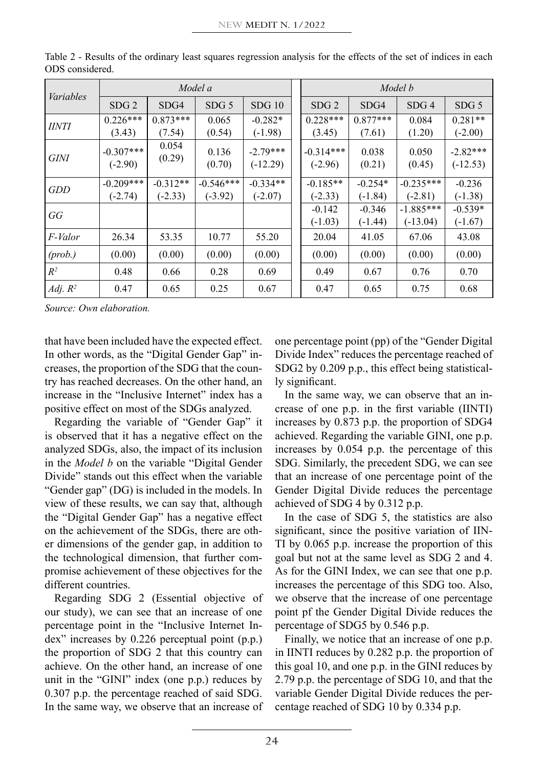Table 2 - Results of the ordinary least squares regression analysis for the effects of the set of indices in each ODS considered.

| *Variables* | *Model a* | | | | *Model b* | | | |
|---|---|---|---|---|---|---|---|---|
| | SDG 2 | SDG4 | SDG 5 | SDG 10 | SDG 2 | SDG4 | SDG 4 | SDG 5 |
| *IINTI* | 0.226*** (3.43) | 0.873*** (7.54) | 0.065 (0.54) | -0.282* (-1.98) | 0.228*** (3.45) | 0.877*** (7.61) | 0.084 (1.20) | 0.281** (-2.00) |
| *GINI* | -0.307*** (-2.90) | 0.054 (0.29) | 0.136 (0.70) | -2.79*** (-12.29) | -0.314*** (-2.96) | 0.038 (0.21) | 0.050 (0.45) | -2.82*** (-12.53) |
| *GDD* | -0.209*** (-2.74) | -0.312** (-2.33) | -0.546*** (-3.92) | -0.334** (-2.07) | -0.185** (-2.33) | -0.254* (-1.84) | -0.235*** (-2.81) | -0.236 (-1.38) |
| *GG* | | | | | -0.142 (-1.03) | -0.346 (-1.44) | -1.885*** (-13.04) | -0.539* (-1.67) |
| *F-Valor* | 26.34 | 53.35 | 10.77 | 55.20 | 20.04 | 41.05 | 67.06 | 43.08 |
| *(prob.)* | (0.00) | (0.00) | (0.00) | (0.00) | (0.00) | (0.00) | (0.00) | (0.00) |
| $R^2$ | 0.48 | 0.66 | 0.28 | 0.69 | 0.49 | 0.67 | 0.76 | 0.70 |
| *Adj.* $R^2$ | 0.47 | 0.65 | 0.25 | 0.67 | 0.47 | 0.65 | 0.75 | 0.68 |

*Source: Own elaboration.*

that have been included have the expected effect. In other words, as the "Digital Gender Gap" increases, the proportion of the SDG that the country has reached decreases. On the other hand, an increase in the "Inclusive Internet" index has a positive effect on most of the SDGs analyzed.

Regarding the variable of "Gender Gap" it is observed that it has a negative effect on the analyzed SDGs, also, the impact of its inclusion in the *Model b* on the variable "Digital Gender Divide" stands out this effect when the variable "Gender gap" (DG) is included in the models. In view of these results, we can say that, although the "Digital Gender Gap" has a negative effect on the achievement of the SDGs, there are other dimensions of the gender gap, in addition to the technological dimension, that further compromise achievement of these objectives for the different countries.

Regarding SDG 2 (Essential objective of our study), we can see that an increase of one percentage point in the "Inclusive Internet Index" increases by 0.226 perceptual point (p.p.) the proportion of SDG 2 that this country can achieve. On the other hand, an increase of one unit in the "GINI" index (one p.p.) reduces by 0.307 p.p. the percentage reached of said SDG. In the same way, we observe that an increase of one percentage point (pp) of the "Gender Digital Divide Index" reduces the percentage reached of SDG2 by 0.209 p.p., this effect being statistically significant.

In the same way, we can observe that an increase of one p.p. in the first variable (IINTI) increases by 0.873 p.p. the proportion of SDG4 achieved. Regarding the variable GINI, one p.p. increases by 0.054 p.p. the percentage of this SDG. Similarly, the precedent SDG, we can see that an increase of one percentage point of the Gender Digital Divide reduces the percentage achieved of SDG 4 by 0.312 p.p.

In the case of SDG 5, the statistics are also significant, since the positive variation of IINTI by 0.065 p.p. increase the proportion of this goal but not at the same level as SDG 2 and 4. As for the GINI Index, we can see that one p.p. increases the percentage of this SDG too. Also, we observe that the increase of one percentage point pf the Gender Digital Divide reduces the percentage of SDG5 by 0.546 p.p.

Finally, we notice that an increase of one p.p. in IINTI reduces by 0.282 p.p. the proportion of this goal 10, and one p.p. in the GINI reduces by 2.79 p.p. the percentage of SDG 10, and that the variable Gender Digital Divide reduces the percentage reached of SDG 10 by 0.334 p.p.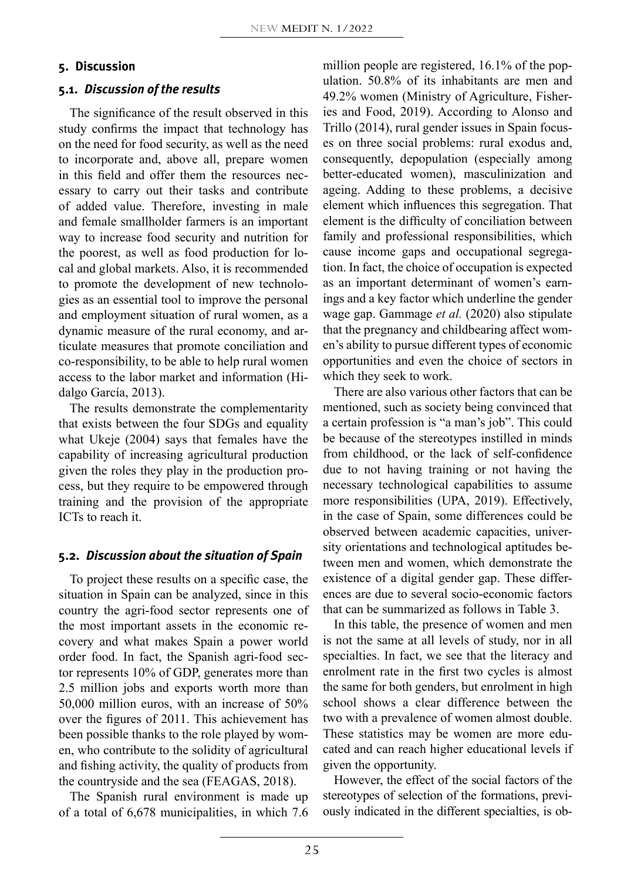## 5. Discussion

### 5.1. *Discussion of the results*

The significance of the result observed in this study confirms the impact that technology has on the need for food security, as well as the need to incorporate and, above all, prepare women in this field and offer them the resources necessary to carry out their tasks and contribute of added value. Therefore, investing in male and female smallholder farmers is an important way to increase food security and nutrition for the poorest, as well as food production for local and global markets. Also, it is recommended to promote the development of new technologies as an essential tool to improve the personal and employment situation of rural women, as a dynamic measure of the rural economy, and articulate measures that promote conciliation and co-responsibility, to be able to help rural women access to the labor market and information (Hidalgo García, 2013).

The results demonstrate the complementarity that exists between the four SDGs and equality what Ukeje (2004) says that females have the capability of increasing agricultural production given the roles they play in the production process, but they require to be empowered through training and the provision of the appropriate ICTs to reach it.

### 5.2. *Discussion about the situation of Spain*

To project these results on a specific case, the situation in Spain can be analyzed, since in this country the agri-food sector represents one of the most important assets in the economic recovery and what makes Spain a power world order food. In fact, the Spanish agri-food sector represents 10% of GDP, generates more than 2.5 million jobs and exports worth more than 50,000 million euros, with an increase of 50% over the figures of 2011. This achievement has been possible thanks to the role played by women, who contribute to the solidity of agricultural and fishing activity, the quality of products from the countryside and the sea (FEAGAS, 2018).

The Spanish rural environment is made up of a total of 6,678 municipalities, in which 7.6 million people are registered, 16.1% of the population. 50.8% of its inhabitants are men and 49.2% women (Ministry of Agriculture, Fisheries and Food, 2019). According to Alonso and Trillo (2014), rural gender issues in Spain focuses on three social problems: rural exodus and, consequently, depopulation (especially among better-educated women), masculinization and ageing. Adding to these problems, a decisive element which influences this segregation. That element is the difficulty of conciliation between family and professional responsibilities, which cause income gaps and occupational segregation. In fact, the choice of occupation is expected as an important determinant of women's earnings and a key factor which underline the gender wage gap. Gammage *et al.* (2020) also stipulate that the pregnancy and childbearing affect women's ability to pursue different types of economic opportunities and even the choice of sectors in which they seek to work.

There are also various other factors that can be mentioned, such as society being convinced that a certain profession is "a man's job". This could be because of the stereotypes instilled in minds from childhood, or the lack of self-confidence due to not having training or not having the necessary technological capabilities to assume more responsibilities (UPA, 2019). Effectively, in the case of Spain, some differences could be observed between academic capacities, university orientations and technological aptitudes between men and women, which demonstrate the existence of a digital gender gap. These differences are due to several socio-economic factors that can be summarized as follows in Table 3.

In this table, the presence of women and men is not the same at all levels of study, nor in all specialties. In fact, we see that the literacy and enrolment rate in the first two cycles is almost the same for both genders, but enrolment in high school shows a clear difference between the two with a prevalence of women almost double. These statistics may be women are more educated and can reach higher educational levels if given the opportunity.

However, the effect of the social factors of the stereotypes of selection of the formations, previously indicated in the different specialties, is ob-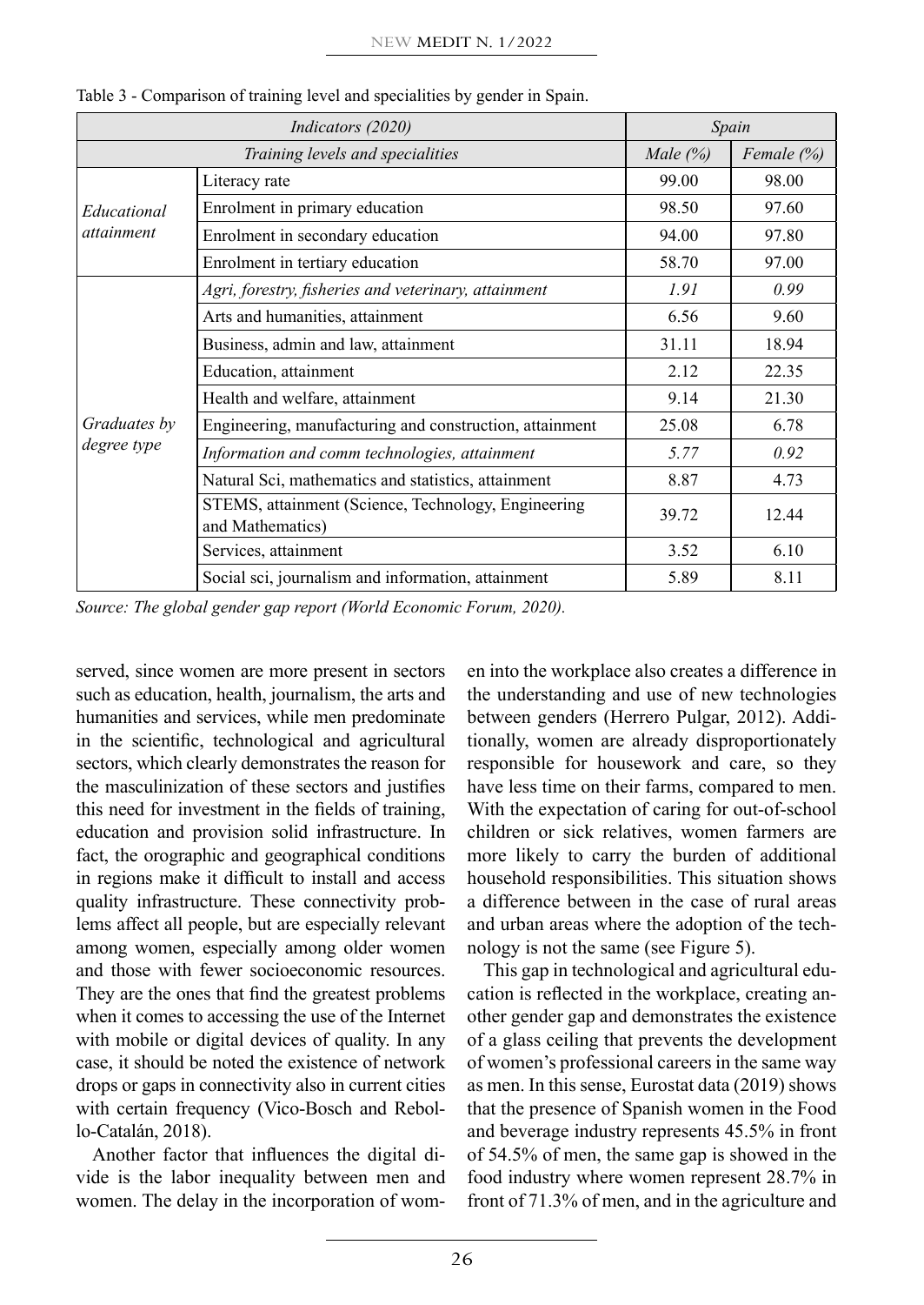Table 3 - Comparison of training level and specialities by gender in Spain.

| *Indicators (2020)* | | *Spain* | |
|---|---|---|---|
| *Training levels and specialities* | | *Male (%)* | *Female (%)* |
| *Educational attainment* | Literacy rate | 99.00 | 98.00 |
| | Enrolment in primary education | 98.50 | 97.60 |
| | Enrolment in secondary education | 94.00 | 97.80 |
| | Enrolment in tertiary education | 58.70 | 97.00 |
| *Graduates by degree type* | *Agri, forestry, fisheries and veterinary, attainment* | *1.91* | *0.99* |
| | Arts and humanities, attainment | 6.56 | 9.60 |
| | Business, admin and law, attainment | 31.11 | 18.94 |
| | Education, attainment | 2.12 | 22.35 |
| | Health and welfare, attainment | 9.14 | 21.30 |
| | Engineering, manufacturing and construction, attainment | 25.08 | 6.78 |
| | *Information and comm technologies, attainment* | *5.77* | *0.92* |
| | Natural Sci, mathematics and statistics, attainment | 8.87 | 4.73 |
| | STEMS, attainment (Science, Technology, Engineering and Mathematics) | 39.72 | 12.44 |
| | Services, attainment | 3.52 | 6.10 |
| | Social sci, journalism and information, attainment | 5.89 | 8.11 |

*Source: The global gender gap report (World Economic Forum, 2020).*

served, since women are more present in sectors such as education, health, journalism, the arts and humanities and services, while men predominate in the scientific, technological and agricultural sectors, which clearly demonstrates the reason for the masculinization of these sectors and justifies this need for investment in the fields of training, education and provision solid infrastructure. In fact, the orographic and geographical conditions in regions make it difficult to install and access quality infrastructure. These connectivity problems affect all people, but are especially relevant among women, especially among older women and those with fewer socioeconomic resources. They are the ones that find the greatest problems when it comes to accessing the use of the Internet with mobile or digital devices of quality. In any case, it should be noted the existence of network drops or gaps in connectivity also in current cities with certain frequency (Vico-Bosch and Rebollo-Catalán, 2018).

Another factor that influences the digital divide is the labor inequality between men and women. The delay in the incorporation of women into the workplace also creates a difference in the understanding and use of new technologies between genders (Herrero Pulgar, 2012). Additionally, women are already disproportionately responsible for housework and care, so they have less time on their farms, compared to men. With the expectation of caring for out-of-school children or sick relatives, women farmers are more likely to carry the burden of additional household responsibilities. This situation shows a difference between in the case of rural areas and urban areas where the adoption of the technology is not the same (see Figure 5).

This gap in technological and agricultural education is reflected in the workplace, creating another gender gap and demonstrates the existence of a glass ceiling that prevents the development of women's professional careers in the same way as men. In this sense, Eurostat data (2019) shows that the presence of Spanish women in the Food and beverage industry represents 45.5% in front of 54.5% of men, the same gap is showed in the food industry where women represent 28.7% in front of 71.3% of men, and in the agriculture and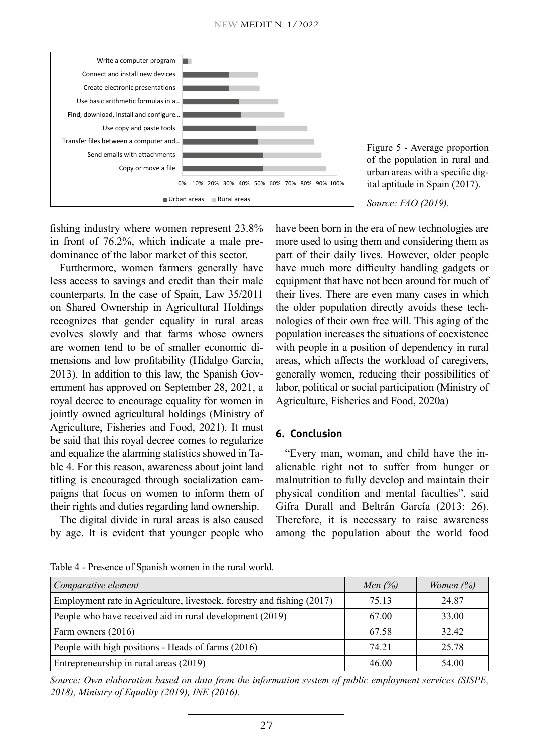Figure 5 - Average proportion of the population in rural and urban areas with a specific digital aptitude in Spain (2017).

*Source: FAO (2019).*

fishing industry where women represent 23.8% in front of 76.2%, which indicate a male predominance of the labor market of this sector.

Furthermore, women farmers generally have less access to savings and credit than their male counterparts. In the case of Spain, Law 35/2011 on Shared Ownership in Agricultural Holdings recognizes that gender equality in rural areas evolves slowly and that farms whose owners are women tend to be of smaller economic dimensions and low profitability (Hidalgo García, 2013). In addition to this law, the Spanish Government has approved on September 28, 2021, a royal decree to encourage equality for women in jointly owned agricultural holdings (Ministry of Agriculture, Fisheries and Food, 2021). It must be said that this royal decree comes to regularize and equalize the alarming statistics showed in Table 4. For this reason, awareness about joint land titling is encouraged through socialization campaigns that focus on women to inform them of their rights and duties regarding land ownership.

The digital divide in rural areas is also caused by age. It is evident that younger people who have been born in the era of new technologies are more used to using them and considering them as part of their daily lives. However, older people have much more difficulty handling gadgets or equipment that have not been around for much of their lives. There are even many cases in which the older population directly avoids these technologies of their own free will. This aging of the population increases the situations of coexistence with people in a position of dependency in rural areas, which affects the workload of caregivers, generally women, reducing their possibilities of labor, political or social participation (Ministry of Agriculture, Fisheries and Food, 2020a)

## 6. Conclusion

"Every man, woman, and child have the inalienable right not to suffer from hunger or malnutrition to fully develop and maintain their physical condition and mental faculties", said Gifra Durall and Beltrán García (2013: 26). Therefore, it is necessary to raise awareness among the population about the world food

Table 4 - Presence of Spanish women in the rural world.

| *Comparative element* | *Men (%)* | *Women (%)* |
|---|---|---|
| Employment rate in Agriculture, livestock, forestry and fishing (2017) | 75.13 | 24.87 |
| People who have received aid in rural development (2019) | 67.00 | 33.00 |
| Farm owners (2016) | 67.58 | 32.42 |
| People with high positions - Heads of farms (2016) | 74.21 | 25.78 |
| Entrepreneurship in rural areas (2019) | 46.00 | 54.00 |

*Source: Own elaboration based on data from the information system of public employment services (SISPE, 2018), Ministry of Equality (2019), INE (2016).*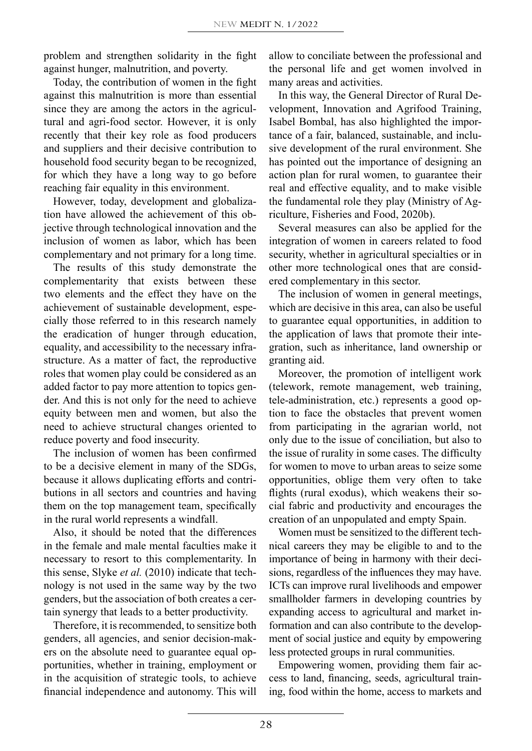problem and strengthen solidarity in the fight against hunger, malnutrition, and poverty.

Today, the contribution of women in the fight against this malnutrition is more than essential since they are among the actors in the agricultural and agri-food sector. However, it is only recently that their key role as food producers and suppliers and their decisive contribution to household food security began to be recognized, for which they have a long way to go before reaching fair equality in this environment.

However, today, development and globalization have allowed the achievement of this objective through technological innovation and the inclusion of women as labor, which has been complementary and not primary for a long time.

The results of this study demonstrate the complementarity that exists between these two elements and the effect they have on the achievement of sustainable development, especially those referred to in this research namely the eradication of hunger through education, equality, and accessibility to the necessary infrastructure. As a matter of fact, the reproductive roles that women play could be considered as an added factor to pay more attention to topics gender. And this is not only for the need to achieve equity between men and women, but also the need to achieve structural changes oriented to reduce poverty and food insecurity.

The inclusion of women has been confirmed to be a decisive element in many of the SDGs, because it allows duplicating efforts and contributions in all sectors and countries and having them on the top management team, specifically in the rural world represents a windfall.

Also, it should be noted that the differences in the female and male mental faculties make it necessary to resort to this complementarity. In this sense, Slyke *et al.* (2010) indicate that technology is not used in the same way by the two genders, but the association of both creates a certain synergy that leads to a better productivity.

Therefore, it is recommended, to sensitize both genders, all agencies, and senior decision-makers on the absolute need to guarantee equal opportunities, whether in training, employment or in the acquisition of strategic tools, to achieve financial independence and autonomy. This will allow to conciliate between the professional and the personal life and get women involved in many areas and activities.

In this way, the General Director of Rural Development, Innovation and Agrifood Training, Isabel Bombal, has also highlighted the importance of a fair, balanced, sustainable, and inclusive development of the rural environment. She has pointed out the importance of designing an action plan for rural women, to guarantee their real and effective equality, and to make visible the fundamental role they play (Ministry of Agriculture, Fisheries and Food, 2020b).

Several measures can also be applied for the integration of women in careers related to food security, whether in agricultural specialties or in other more technological ones that are considered complementary in this sector.

The inclusion of women in general meetings, which are decisive in this area, can also be useful to guarantee equal opportunities, in addition to the application of laws that promote their integration, such as inheritance, land ownership or granting aid.

Moreover, the promotion of intelligent work (telework, remote management, web training, tele-administration, etc.) represents a good option to face the obstacles that prevent women from participating in the agrarian world, not only due to the issue of conciliation, but also to the issue of rurality in some cases. The difficulty for women to move to urban areas to seize some opportunities, oblige them very often to take flights (rural exodus), which weakens their social fabric and productivity and encourages the creation of an unpopulated and empty Spain.

Women must be sensitized to the different technical careers they may be eligible to and to the importance of being in harmony with their decisions, regardless of the influences they may have. ICTs can improve rural livelihoods and empower smallholder farmers in developing countries by expanding access to agricultural and market information and can also contribute to the development of social justice and equity by empowering less protected groups in rural communities.

Empowering women, providing them fair access to land, financing, seeds, agricultural training, food within the home, access to markets and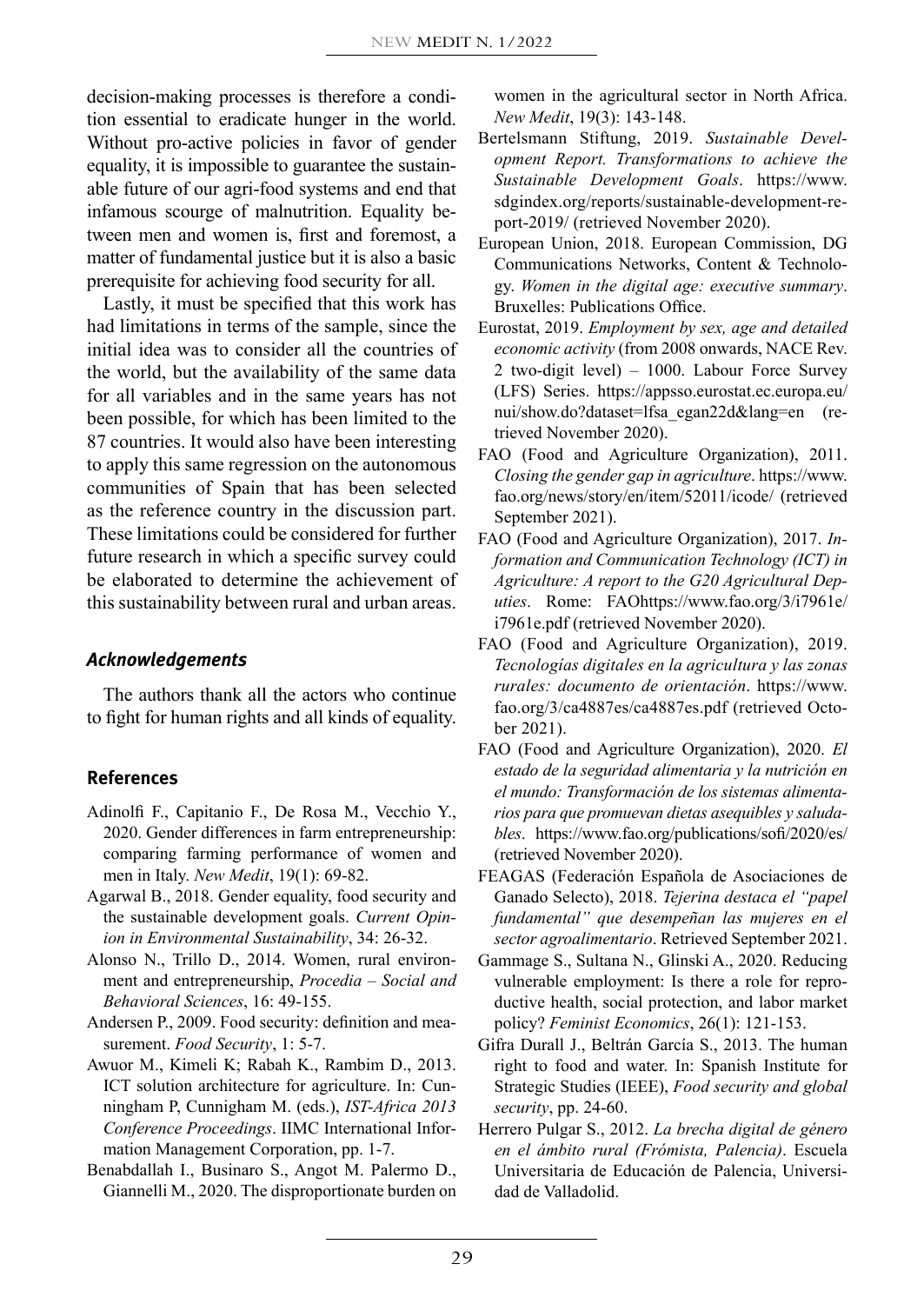decision-making processes is therefore a condition essential to eradicate hunger in the world. Without pro-active policies in favor of gender equality, it is impossible to guarantee the sustainable future of our agri-food systems and end that infamous scourge of malnutrition. Equality between men and women is, first and foremost, a matter of fundamental justice but it is also a basic prerequisite for achieving food security for all.

Lastly, it must be specified that this work has had limitations in terms of the sample, since the initial idea was to consider all the countries of the world, but the availability of the same data for all variables and in the same years has not been possible, for which has been limited to the 87 countries. It would also have been interesting to apply this same regression on the autonomous communities of Spain that has been selected as the reference country in the discussion part. These limitations could be considered for further future research in which a specific survey could be elaborated to determine the achievement of this sustainability between rural and urban areas.

### *Acknowledgements*

The authors thank all the actors who continue to fight for human rights and all kinds of equality.

### References

Adinolfi F., Capitanio F., De Rosa M., Vecchio Y., 2020. Gender differences in farm entrepreneurship: comparing farming performance of women and men in Italy. *New Medit*, 19(1): 69-82.

Agarwal B., 2018. Gender equality, food security and the sustainable development goals. *Current Opinion in Environmental Sustainability*, 34: 26-32.

Alonso N., Trillo D., 2014. Women, rural environment and entrepreneurship, *Procedia – Social and Behavioral Sciences*, 16: 49-155.

Andersen P., 2009. Food security: definition and measurement. *Food Security*, 1: 5-7.

Awuor M., Kimeli K; Rabah K., Rambim D., 2013. ICT solution architecture for agriculture. In: Cunningham P, Cunnigham M. (eds.), *IST-Africa 2013 Conference Proceedings*. IIMC International Information Management Corporation, pp. 1-7.

Benabdallah I., Businaro S., Angot M. Palermo D., Giannelli M., 2020. The disproportionate burden on women in the agricultural sector in North Africa. *New Medit*, 19(3): 143-148.

Bertelsmann Stiftung, 2019. *Sustainable Development Report. Transformations to achieve the Sustainable Development Goals*. https://www.sdgindex.org/reports/sustainable-development-report-2019/ (retrieved November 2020).

European Union, 2018. European Commission, DG Communications Networks, Content & Technology. *Women in the digital age: executive summary*. Bruxelles: Publications Office.

Eurostat, 2019. *Employment by sex, age and detailed economic activity* (from 2008 onwards, NACE Rev. 2 two-digit level) – 1000. Labour Force Survey (LFS) Series. https://appsso.eurostat.ec.europa.eu/nui/show.do?dataset=lfsa_egan22d&lang=en (retrieved November 2020).

FAO (Food and Agriculture Organization), 2011. *Closing the gender gap in agriculture*. https://www.fao.org/news/story/en/item/52011/icode/ (retrieved September 2021).

FAO (Food and Agriculture Organization), 2017. *Information and Communication Technology (ICT) in Agriculture: A report to the G20 Agricultural Deputies*. Rome: FAOhttps://www.fao.org/3/i7961e/i7961e.pdf (retrieved November 2020).

FAO (Food and Agriculture Organization), 2019. *Tecnologías digitales en la agricultura y las zonas rurales: documento de orientación*. https://www.fao.org/3/ca4887es/ca4887es.pdf (retrieved October 2021).

FAO (Food and Agriculture Organization), 2020. *El estado de la seguridad alimentaria y la nutrición en el mundo: Transformación de los sistemas alimentarios para que promuevan dietas asequibles y saludables*. https://www.fao.org/publications/sofi/2020/es/ (retrieved November 2020).

FEAGAS (Federación Española de Asociaciones de Ganado Selecto), 2018. *Tejerina destaca el "papel fundamental" que desempeñan las mujeres en el sector agroalimentario*. Retrieved September 2021.

Gammage S., Sultana N., Glinski A., 2020. Reducing vulnerable employment: Is there a role for reproductive health, social protection, and labor market policy? *Feminist Economics*, 26(1): 121-153.

Gifra Durall J., Beltrán García S., 2013. The human right to food and water. In: Spanish Institute for Strategic Studies (IEEE), *Food security and global security*, pp. 24-60.

Herrero Pulgar S., 2012. *La brecha digital de género en el ámbito rural (Frómista, Palencia)*. Escuela Universitaria de Educación de Palencia, Universidad de Valladolid.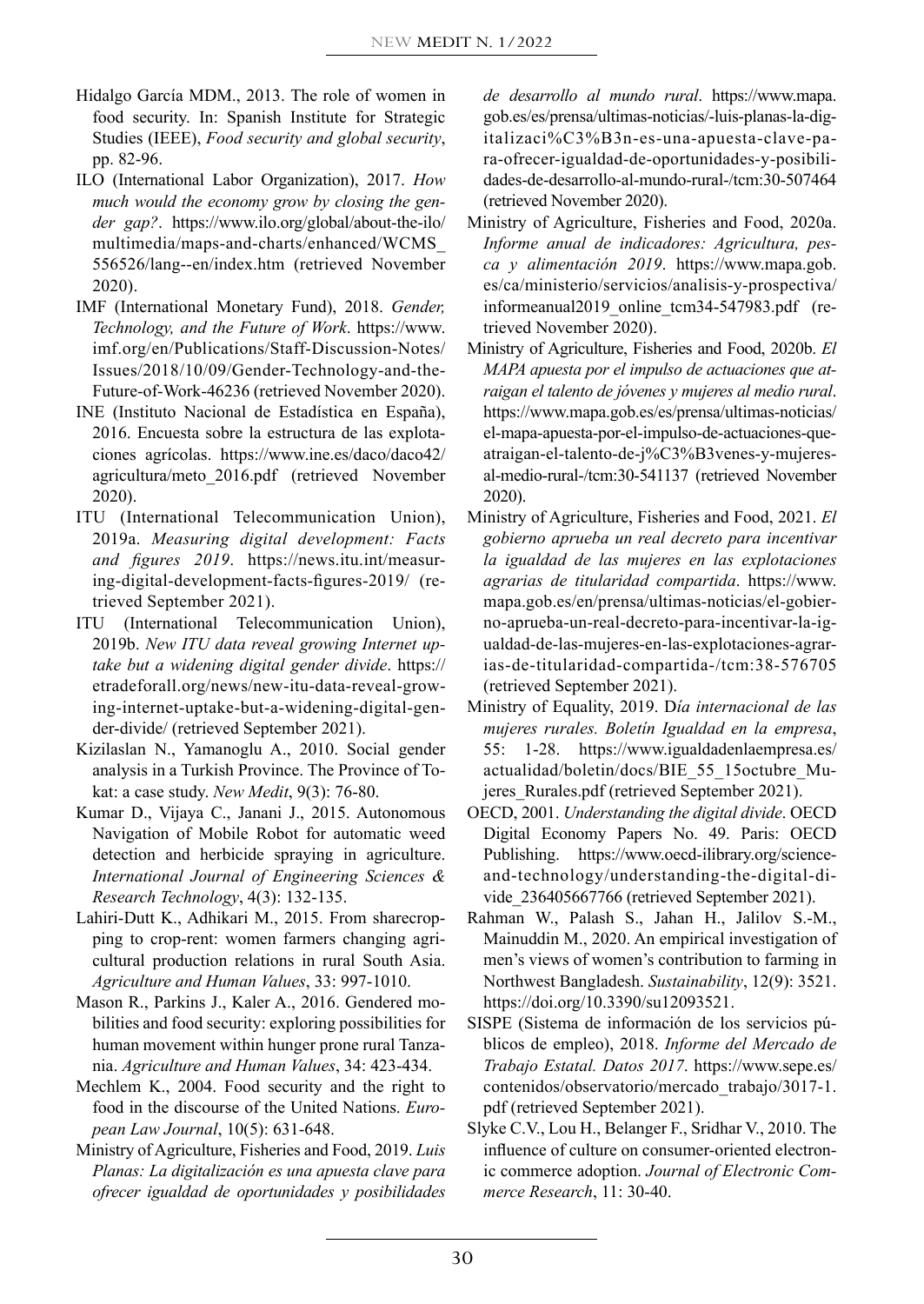Hidalgo García MDM., 2013. The role of women in food security. In: Spanish Institute for Strategic Studies (IEEE), *Food security and global security*, pp. 82-96.

ILO (International Labor Organization), 2017. *How much would the economy grow by closing the gender gap?*. https://www.ilo.org/global/about-the-ilo/multimedia/maps-and-charts/enhanced/WCMS_556526/lang--en/index.htm (retrieved November 2020).

IMF (International Monetary Fund), 2018. *Gender, Technology, and the Future of Work*. https://www.imf.org/en/Publications/Staff-Discussion-Notes/Issues/2018/10/09/Gender-Technology-and-the-Future-of-Work-46236 (retrieved November 2020).

INE (Instituto Nacional de Estadística en España), 2016. Encuesta sobre la estructura de las explotaciones agrícolas. https://www.ine.es/daco/daco42/agricultura/meto_2016.pdf (retrieved November 2020).

ITU (International Telecommunication Union), 2019a. *Measuring digital development: Facts and figures 2019*. https://news.itu.int/measuring-digital-development-facts-figures-2019/ (retrieved September 2021).

ITU (International Telecommunication Union), 2019b. *New ITU data reveal growing Internet uptake but a widening digital gender divide*. https://etradeforall.org/news/new-itu-data-reveal-growing-internet-uptake-but-a-widening-digital-gender-divide/ (retrieved September 2021).

Kizilaslan N., Yamanoglu A., 2010. Social gender analysis in a Turkish Province. The Province of Tokat: a case study. *New Medit*, 9(3): 76-80.

Kumar D., Vijaya C., Janani J., 2015. Autonomous Navigation of Mobile Robot for automatic weed detection and herbicide spraying in agriculture. *International Journal of Engineering Sciences & Research Technology*, 4(3): 132-135.

Lahiri-Dutt K., Adhikari M., 2015. From sharecropping to crop-rent: women farmers changing agricultural production relations in rural South Asia. *Agriculture and Human Values*, 33: 997-1010.

Mason R., Parkins J., Kaler A., 2016. Gendered mobilities and food security: exploring possibilities for human movement within hunger prone rural Tanzania. *Agriculture and Human Values*, 34: 423-434.

Mechlem K., 2004. Food security and the right to food in the discourse of the United Nations. *European Law Journal*, 10(5): 631-648.

Ministry of Agriculture, Fisheries and Food, 2019. *Luis Planas: La digitalización es una apuesta clave para ofrecer igualdad de oportunidades y posibilidades de desarrollo al mundo rural*. https://www.mapa.gob.es/es/prensa/ultimas-noticias/-luis-planas-la-digitalizaci%C3%B3n-es-una-apuesta-clave-para-ofrecer-igualdad-de-oportunidades-y-posibilidades-de-desarrollo-al-mundo-rural-/tcm:30-507464 (retrieved November 2020).

Ministry of Agriculture, Fisheries and Food, 2020a. *Informe anual de indicadores: Agricultura, pesca y alimentación 2019*. https://www.mapa.gob.es/ca/ministerio/servicios/analisis-y-prospectiva/informeanual2019_online_tcm34-547983.pdf (retrieved November 2020).

Ministry of Agriculture, Fisheries and Food, 2020b. *El MAPA apuesta por el impulso de actuaciones que atraigan el talento de jóvenes y mujeres al medio rural*. https://www.mapa.gob.es/es/prensa/ultimas-noticias/el-mapa-apuesta-por-el-impulso-de-actuaciones-que-atraigan-el-talento-de-j%C3%B3venes-y-mujeres-al-medio-rural-/tcm:30-541137 (retrieved November 2020).

Ministry of Agriculture, Fisheries and Food, 2021. *El gobierno aprueba un real decreto para incentivar la igualdad de las mujeres en las explotaciones agrarias de titularidad compartida*. https://www.mapa.gob.es/en/prensa/ultimas-noticias/el-gobierno-aprueba-un-real-decreto-para-incentivar-la-igualdad-de-las-mujeres-en-las-explotaciones-agrarias-de-titularidad-compartida-/tcm:38-576705 (retrieved September 2021).

Ministry of Equality, 2019. D*ía internacional de las mujeres rurales. Boletín Igualdad en la empresa*, 55: 1-28. https://www.igualdadenlaempresa.es/actualidad/boletin/docs/BIE_55_15octubre_Mujeres_Rurales.pdf (retrieved September 2021).

OECD, 2001. *Understanding the digital divide*. OECD Digital Economy Papers No. 49. Paris: OECD Publishing. https://www.oecd-ilibrary.org/science-and-technology/understanding-the-digital-divide_236405667766 (retrieved September 2021).

Rahman W., Palash S., Jahan H., Jalilov S.-M., Mainuddin M., 2020. An empirical investigation of men's views of women's contribution to farming in Northwest Bangladesh. *Sustainability*, 12(9): 3521. https://doi.org/10.3390/su12093521.

SISPE (Sistema de información de los servicios públicos de empleo), 2018. *Informe del Mercado de Trabajo Estatal. Datos 2017*. https://www.sepe.es/contenidos/observatorio/mercado_trabajo/3017-1.pdf (retrieved September 2021).

Slyke C.V., Lou H., Belanger F., Sridhar V., 2010. The influence of culture on consumer-oriented electronic commerce adoption. *Journal of Electronic Commerce Research*, 11: 30-40.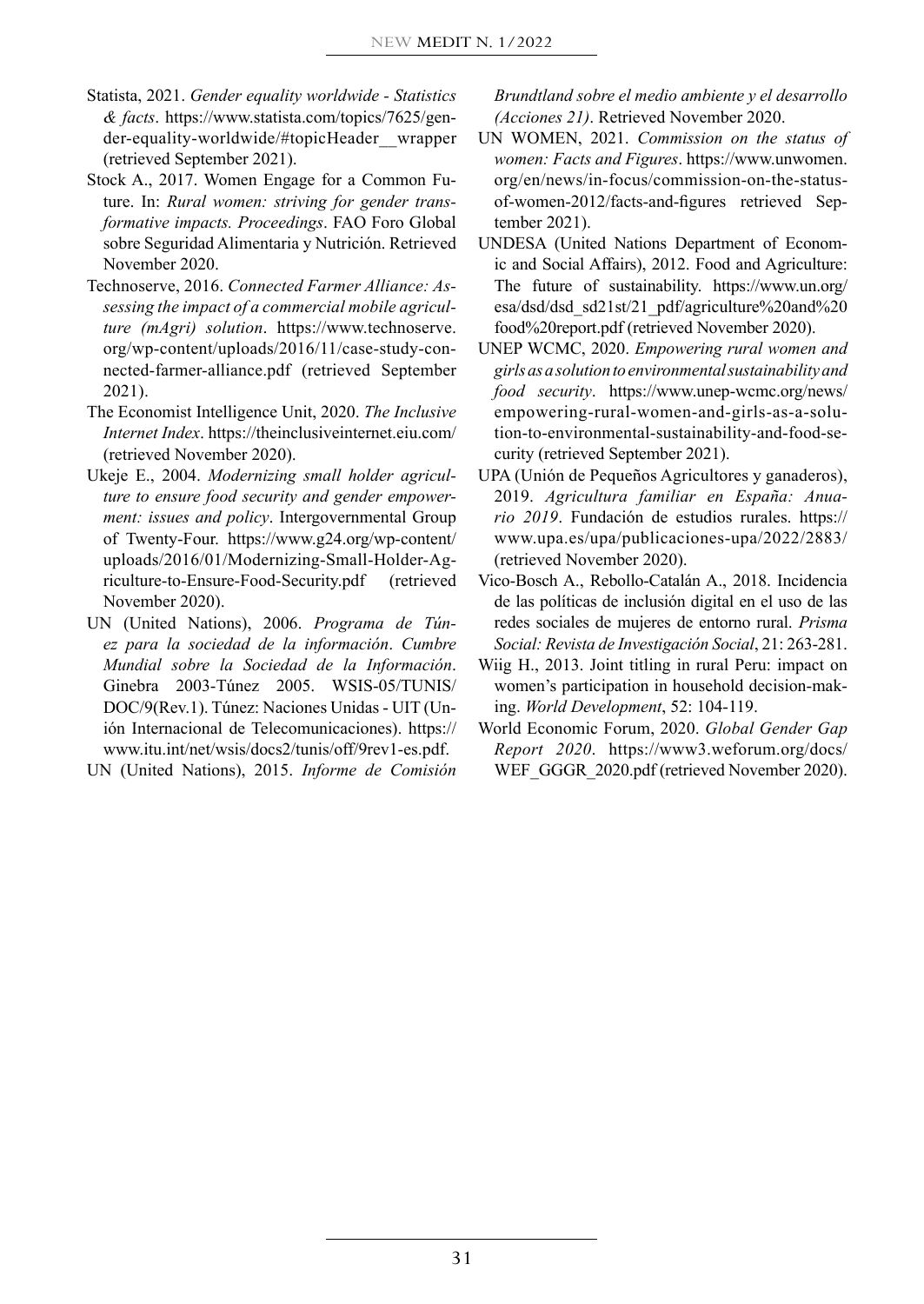Statista, 2021. *Gender equality worldwide - Statistics & facts*. https://www.statista.com/topics/7625/gender-equality-worldwide/#topicHeader__wrapper (retrieved September 2021).

Stock A., 2017. Women Engage for a Common Future. In: *Rural women: striving for gender transformative impacts. Proceedings*. FAO Foro Global sobre Seguridad Alimentaria y Nutrición. Retrieved November 2020.

Technoserve, 2016. *Connected Farmer Alliance: Assessing the impact of a commercial mobile agriculture (mAgri) solution*. https://www.technoserve.org/wp-content/uploads/2016/11/case-study-connected-farmer-alliance.pdf (retrieved September 2021).

The Economist Intelligence Unit, 2020. *The Inclusive Internet Index*. https://theinclusiveinternet.eiu.com/ (retrieved November 2020).

Ukeje E., 2004. *Modernizing small holder agriculture to ensure food security and gender empowerment: issues and policy*. Intergovernmental Group of Twenty-Four. https://www.g24.org/wp-content/uploads/2016/01/Modernizing-Small-Holder-Agriculture-to-Ensure-Food-Security.pdf (retrieved November 2020).

UN (United Nations), 2006. *Programa de Túnez para la sociedad de la información*. *Cumbre Mundial sobre la Sociedad de la Información*. Ginebra 2003-Túnez 2005. WSIS-05/TUNIS/DOC/9(Rev.1). Túnez: Naciones Unidas - UIT (Unión Internacional de Telecomunicaciones). https://www.itu.int/net/wsis/docs2/tunis/off/9rev1-es.pdf.

UN (United Nations), 2015. *Informe de Comisión Brundtland sobre el medio ambiente y el desarrollo (Acciones 21)*. Retrieved November 2020.

UN WOMEN, 2021. *Commission on the status of women: Facts and Figures*. https://www.unwomen.org/en/news/in-focus/commission-on-the-status-of-women-2012/facts-and-figures retrieved September 2021).

UNDESA (United Nations Department of Economic and Social Affairs), 2012. Food and Agriculture: The future of sustainability. https://www.un.org/esa/dsd/dsd_sd21st/21_pdf/agriculture%20and%20food%20report.pdf (retrieved November 2020).

UNEP WCMC, 2020. *Empowering rural women and girls as a solution to environmental sustainability and food security*. https://www.unep-wcmc.org/news/empowering-rural-women-and-girls-as-a-solution-to-environmental-sustainability-and-food-security (retrieved September 2021).

UPA (Unión de Pequeños Agricultores y ganaderos), 2019. *Agricultura familiar en España: Anuario 2019*. Fundación de estudios rurales. https://www.upa.es/upa/publicaciones-upa/2022/2883/ (retrieved November 2020).

Vico-Bosch A., Rebollo-Catalán A., 2018. Incidencia de las políticas de inclusión digital en el uso de las redes sociales de mujeres de entorno rural. *Prisma Social: Revista de Investigación Social*, 21: 263-281.

Wiig H., 2013. Joint titling in rural Peru: impact on women's participation in household decision-making. *World Development*, 52: 104-119.

World Economic Forum, 2020. *Global Gender Gap Report 2020*. https://www3.weforum.org/docs/WEF_GGGR_2020.pdf (retrieved November 2020).